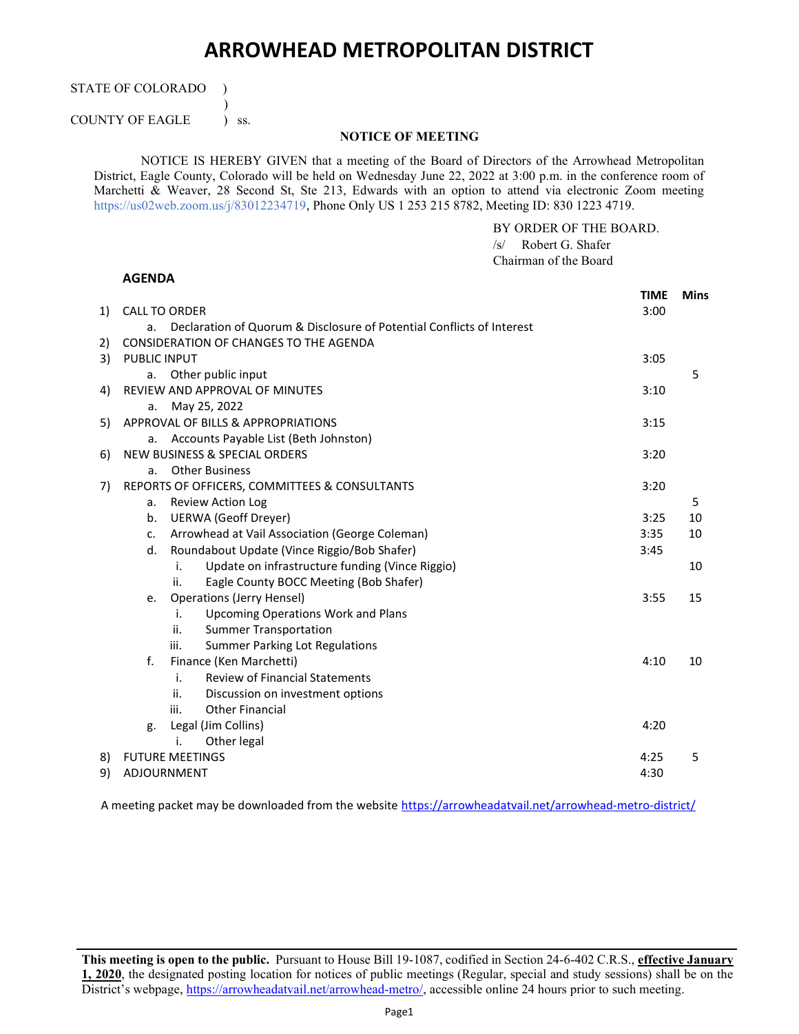# ARROWHEAD METROPOLITAN DISTRICT

STATE OF COLORADO )
)
COUNTY OF EAGLE ) ss.

**NOTICE OF MEETING**

NOTICE IS HEREBY GIVEN that a meeting of the Board of Directors of the Arrowhead Metropolitan District, Eagle County, Colorado will be held on Wednesday June 22, 2022 at 3:00 p.m. in the conference room of Marchetti & Weaver, 28 Second St, Ste 213, Edwards with an option to attend via electronic Zoom meeting https://us02web.zoom.us/j/83012234719, Phone Only US 1 253 215 8782, Meeting ID: 830 1223 4719.

BY ORDER OF THE BOARD.
/s/ Robert G. Shafer
Chairman of the Board

**AGENDA**

| | | TIME | Mins |
|---|---|---|---|
| 1) | CALL TO ORDER | 3:00 | |
| | a. Declaration of Quorum & Disclosure of Potential Conflicts of Interest | | |
| 2) | CONSIDERATION OF CHANGES TO THE AGENDA | | |
| 3) | PUBLIC INPUT | 3:05 | |
| | a. Other public input | | 5 |
| 4) | REVIEW AND APPROVAL OF MINUTES | 3:10 | |
| | a. May 25, 2022 | | |
| 5) | APPROVAL OF BILLS & APPROPRIATIONS | 3:15 | |
| | a. Accounts Payable List (Beth Johnston) | | |
| 6) | NEW BUSINESS & SPECIAL ORDERS | 3:20 | |
| | a. Other Business | | |
| 7) | REPORTS OF OFFICERS, COMMITTEES & CONSULTANTS | 3:20 | |
| | a. Review Action Log | | 5 |
| | b. UERWA (Geoff Dreyer) | 3:25 | 10 |
| | c. Arrowhead at Vail Association (George Coleman) | 3:35 | 10 |
| | d. Roundabout Update (Vince Riggio/Bob Shafer) | 3:45 | |
| | i. Update on infrastructure funding (Vince Riggio) | | 10 |
| | ii. Eagle County BOCC Meeting (Bob Shafer) | | |
| | e. Operations (Jerry Hensel) | 3:55 | 15 |
| | i. Upcoming Operations Work and Plans | | |
| | ii. Summer Transportation | | |
| | iii. Summer Parking Lot Regulations | | |
| | f. Finance (Ken Marchetti) | 4:10 | 10 |
| | i. Review of Financial Statements | | |
| | ii. Discussion on investment options | | |
| | iii. Other Financial | | |
| | g. Legal (Jim Collins) | 4:20 | |
| | i. Other legal | | |
| 8) | FUTURE MEETINGS | 4:25 | 5 |
| 9) | ADJOURNMENT | 4:30 | |

A meeting packet may be downloaded from the website https://arrowheadatvail.net/arrowhead-metro-district/

**This meeting is open to the public.** Pursuant to House Bill 19-1087, codified in Section 24-6-402 C.R.S., **effective January 1, 2020**, the designated posting location for notices of public meetings (Regular, special and study sessions) shall be on the District's webpage, https://arrowheadatvail.net/arrowhead-metro/, accessible online 24 hours prior to such meeting.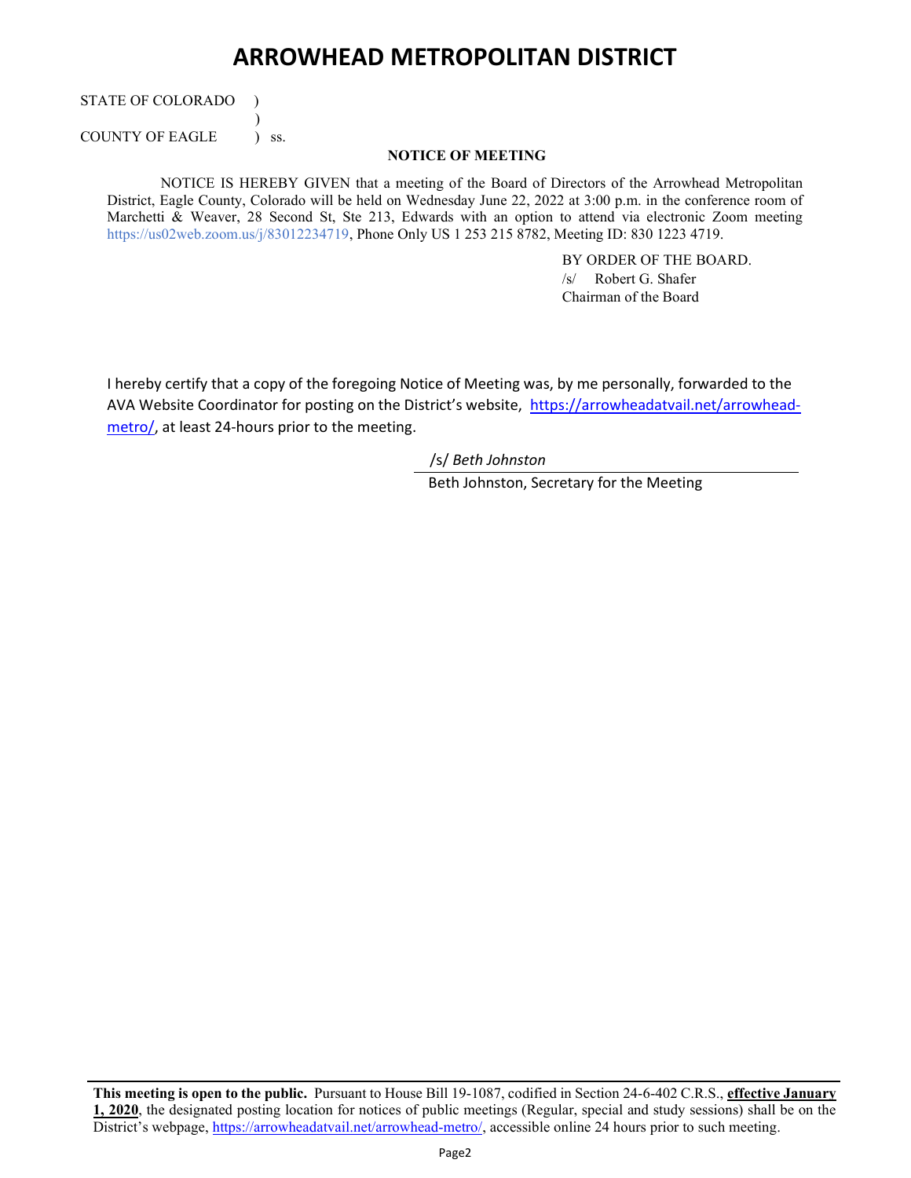# ARROWHEAD METROPOLITAN DISTRICT

STATE OF COLORADO )
)
COUNTY OF EAGLE ) ss.

**NOTICE OF MEETING**

NOTICE IS HEREBY GIVEN that a meeting of the Board of Directors of the Arrowhead Metropolitan District, Eagle County, Colorado will be held on Wednesday June 22, 2022 at 3:00 p.m. in the conference room of Marchetti & Weaver, 28 Second St, Ste 213, Edwards with an option to attend via electronic Zoom meeting https://us02web.zoom.us/j/83012234719, Phone Only US 1 253 215 8782, Meeting ID: 830 1223 4719.

BY ORDER OF THE BOARD.
/s/ Robert G. Shafer
Chairman of the Board

I hereby certify that a copy of the foregoing Notice of Meeting was, by me personally, forwarded to the AVA Website Coordinator for posting on the District's website, https://arrowheadatvail.net/arrowhead-metro/, at least 24-hours prior to the meeting.

/s/ *Beth Johnston*
Beth Johnston, Secretary for the Meeting

**This meeting is open to the public.** Pursuant to House Bill 19-1087, codified in Section 24-6-402 C.R.S., **effective January 1, 2020**, the designated posting location for notices of public meetings (Regular, special and study sessions) shall be on the District's webpage, https://arrowheadatvail.net/arrowhead-metro/, accessible online 24 hours prior to such meeting.